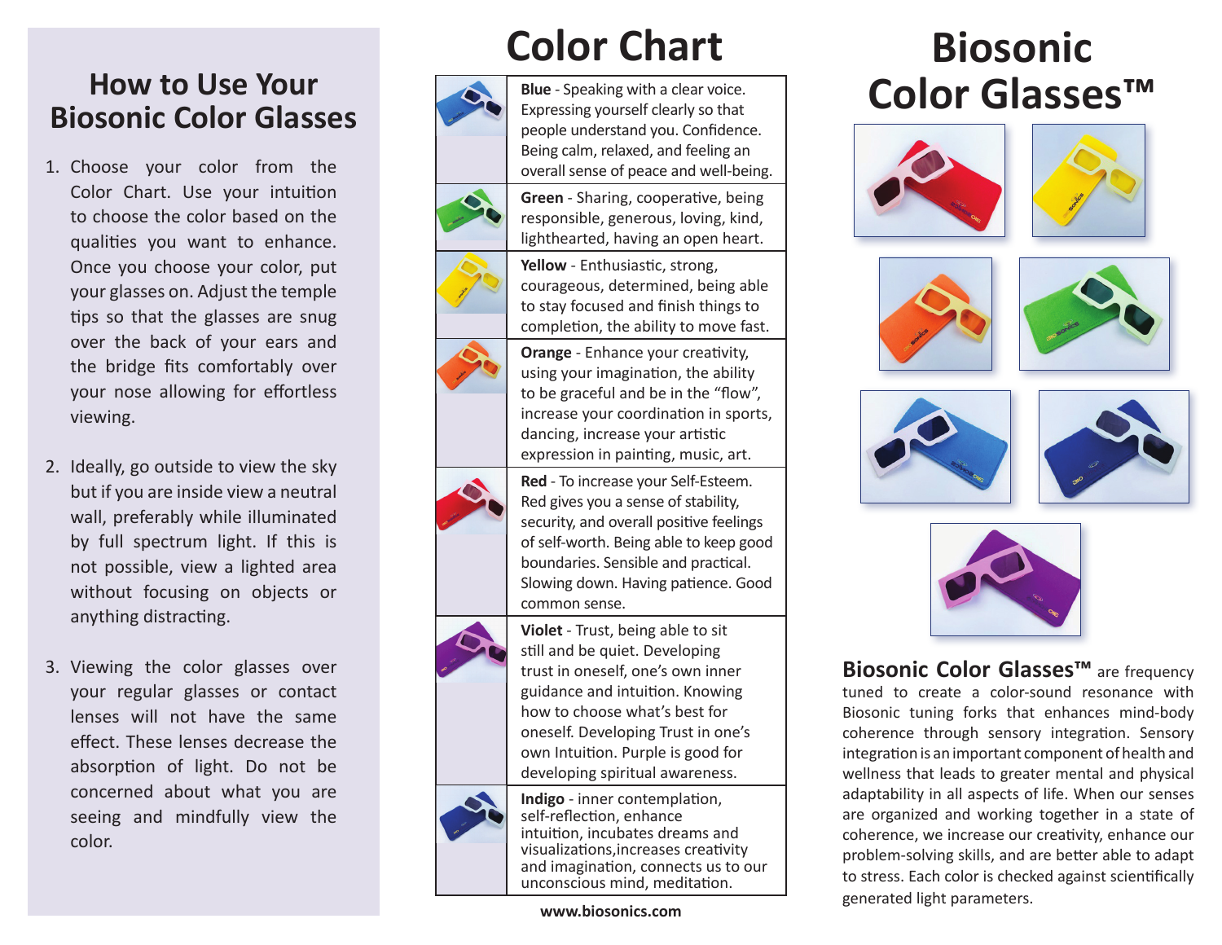## How to Use Your Biosonic Color Glasses

1. Choose your color from the Color Chart. Use your intuition to choose the color based on the qualities you want to enhance. Once you choose your color, put your glasses on. Adjust the temple tips so that the glasses are snug over the back of your ears and the bridge fits comfortably over your nose allowing for effortless viewing.

2. Ideally, go outside to view the sky but if you are inside view a neutral wall, preferably while illuminated by full spectrum light. If this is not possible, view a lighted area without focusing on objects or anything distracting.

3. Viewing the color glasses over your regular glasses or contact lenses will not have the same effect. These lenses decrease the absorption of light. Do not be concerned about what you are seeing and mindfully view the color.

# Color Chart

**Blue** - Speaking with a clear voice. Expressing yourself clearly so that people understand you. Confidence. Being calm, relaxed, and feeling an overall sense of peace and well-being.

**Green** - Sharing, cooperative, being responsible, generous, loving, kind, lighthearted, having an open heart.

**Yellow** - Enthusiastic, strong, courageous, determined, being able to stay focused and finish things to completion, the ability to move fast.

**Orange** - Enhance your creativity, using your imagination, the ability to be graceful and be in the "flow", increase your coordination in sports, dancing, increase your artistic expression in painting, music, art.

**Red** - To increase your Self-Esteem. Red gives you a sense of stability, security, and overall positive feelings of self-worth. Being able to keep good boundaries. Sensible and practical. Slowing down. Having patience. Good common sense.

**Violet** - Trust, being able to sit still and be quiet. Developing trust in oneself, one's own inner guidance and intuition. Knowing how to choose what's best for oneself. Developing Trust in one's own Intuition. Purple is good for developing spiritual awareness.

**Indigo** - inner contemplation, self-reflection, enhance intuition, incubates dreams and visualizations,increases creativity and imagination, connects us to our unconscious mind, meditation.

www.biosonics.com

# Biosonic Color Glasses™

**Biosonic Color Glasses™** are frequency tuned to create a color-sound resonance with Biosonic tuning forks that enhances mind-body coherence through sensory integration. Sensory integration is an important component of health and wellness that leads to greater mental and physical adaptability in all aspects of life. When our senses are organized and working together in a state of coherence, we increase our creativity, enhance our problem-solving skills, and are better able to adapt to stress. Each color is checked against scientifically generated light parameters.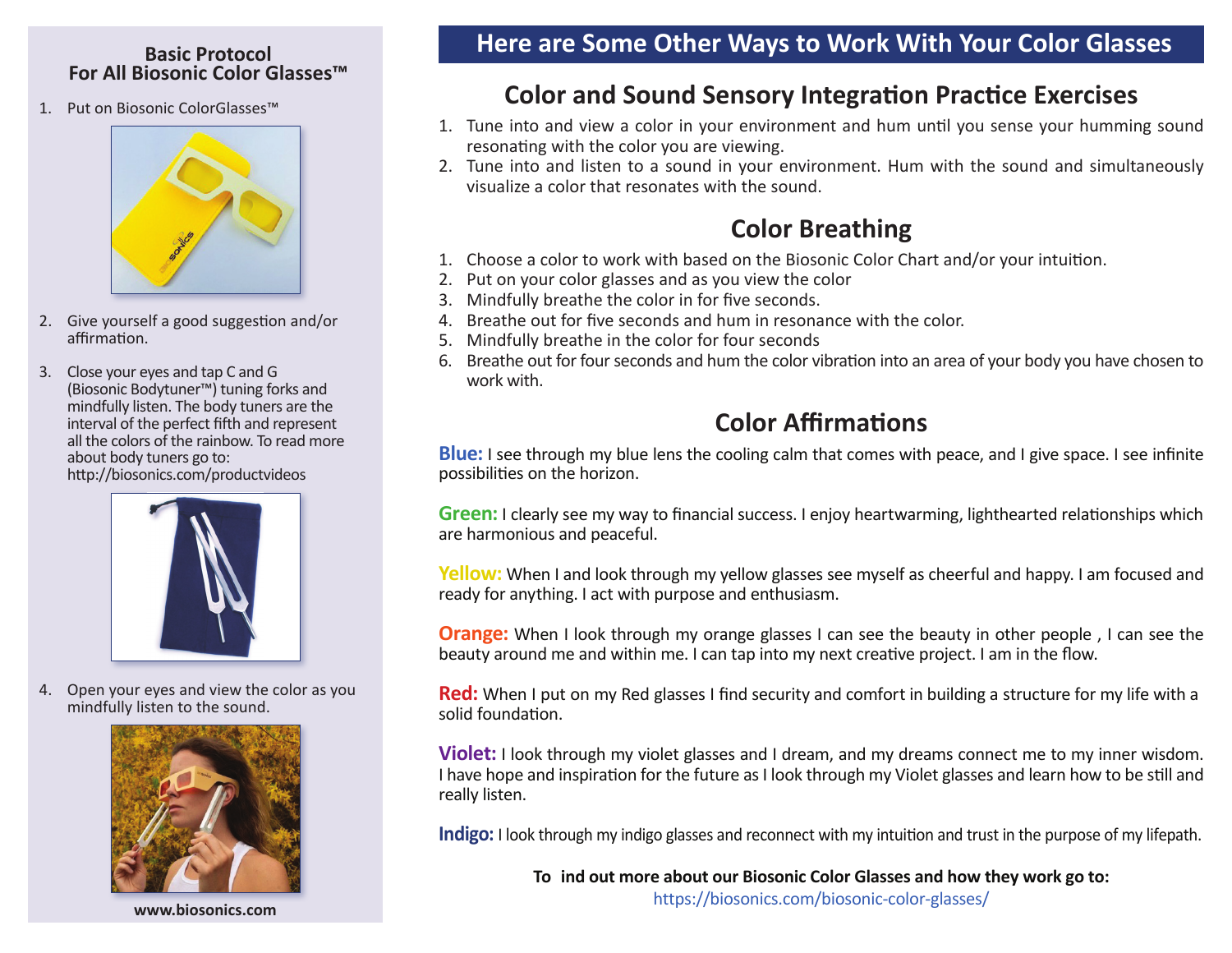## Basic Protocol For All Biosonic Color Glasses™

1. Put on Biosonic ColorGlasses™
2. Give yourself a good suggestion and/or affirmation.
3. Close your eyes and tap C and G (Biosonic Bodytuner™) tuning forks and mindfully listen. The body tuners are the interval of the perfect fifth and represent all the colors of the rainbow. To read more about body tuners go to: http://biosonics.com/productvideos
4. Open your eyes and view the color as you mindfully listen to the sound.

**www.biosonics.com**

# Here are Some Other Ways to Work With Your Color Glasses

## Color and Sound Sensory Integration Practice Exercises

1. Tune into and view a color in your environment and hum until you sense your humming sound resonating with the color you are viewing.
2. Tune into and listen to a sound in your environment. Hum with the sound and simultaneously visualize a color that resonates with the sound.

## Color Breathing

1. Choose a color to work with based on the Biosonic Color Chart and/or your intuition.
2. Put on your color glasses and as you view the color
3. Mindfully breathe the color in for five seconds.
4. Breathe out for five seconds and hum in resonance with the color.
5. Mindfully breathe in the color for four seconds
6. Breathe out for four seconds and hum the color vibration into an area of your body you have chosen to work with.

## Color Affirmations

**Blue:** I see through my blue lens the cooling calm that comes with peace, and I give space. I see infinite possibilities on the horizon.

**Green:** I clearly see my way to financial success. I enjoy heartwarming, lighthearted relationships which are harmonious and peaceful.

**Yellow:** When I and look through my yellow glasses see myself as cheerful and happy. I am focused and ready for anything. I act with purpose and enthusiasm.

**Orange:** When I look through my orange glasses I can see the beauty in other people , I can see the beauty around me and within me. I can tap into my next creative project. I am in the flow.

**Red:** When I put on my Red glasses I find security and comfort in building a structure for my life with a solid foundation.

**Violet:** I look through my violet glasses and I dream, and my dreams connect me to my inner wisdom. I have hope and inspiration for the future as I look through my Violet glasses and learn how to be still and really listen.

**Indigo:** I look through my indigo glasses and reconnect with my intuition and trust in the purpose of my lifepath.

**To ind out more about our Biosonic Color Glasses and how they work go to:**
https://biosonics.com/biosonic-color-glasses/